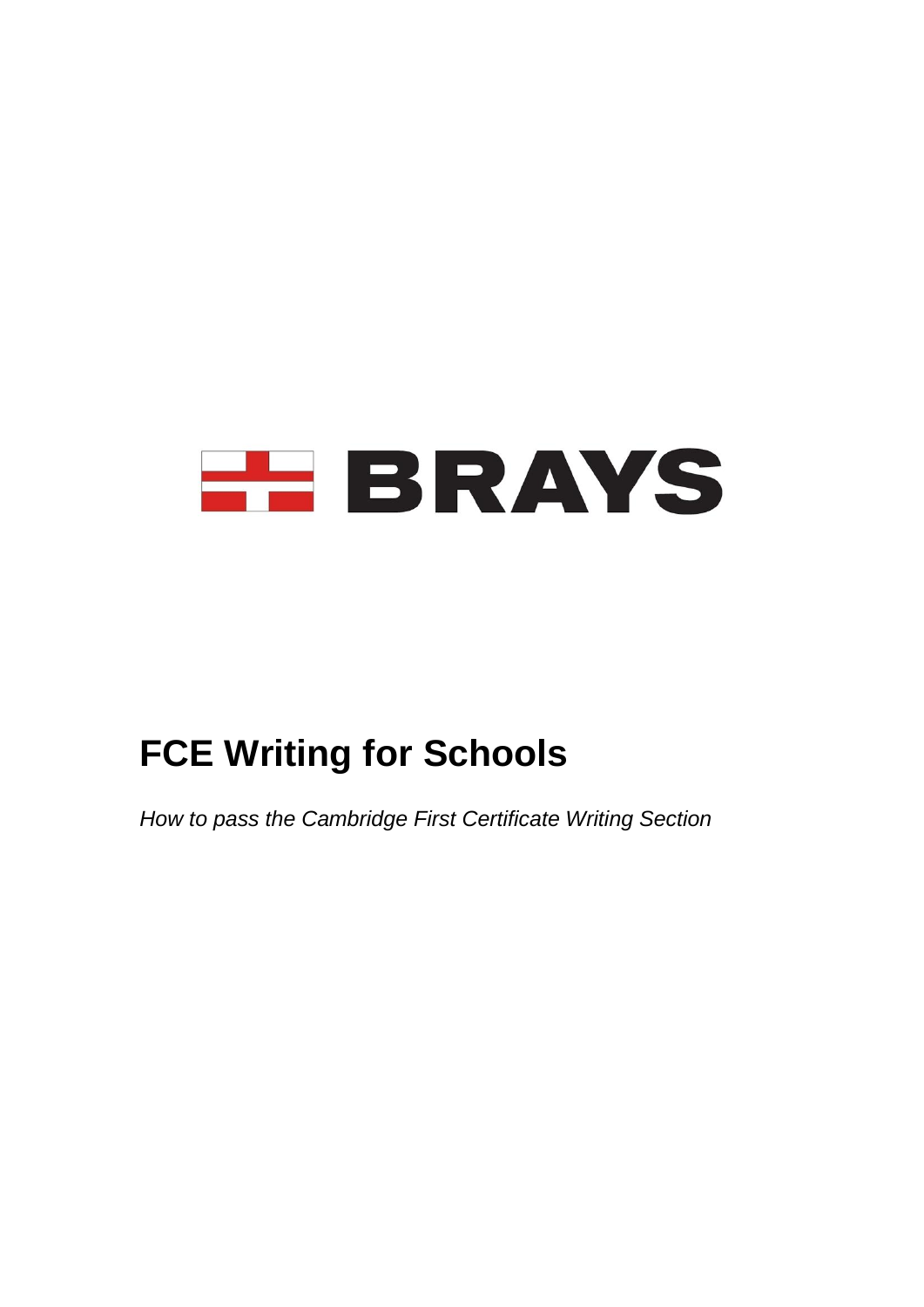BRAYS

# FCE Writing for Schools

*How to pass the Cambridge First Certificate Writing Section*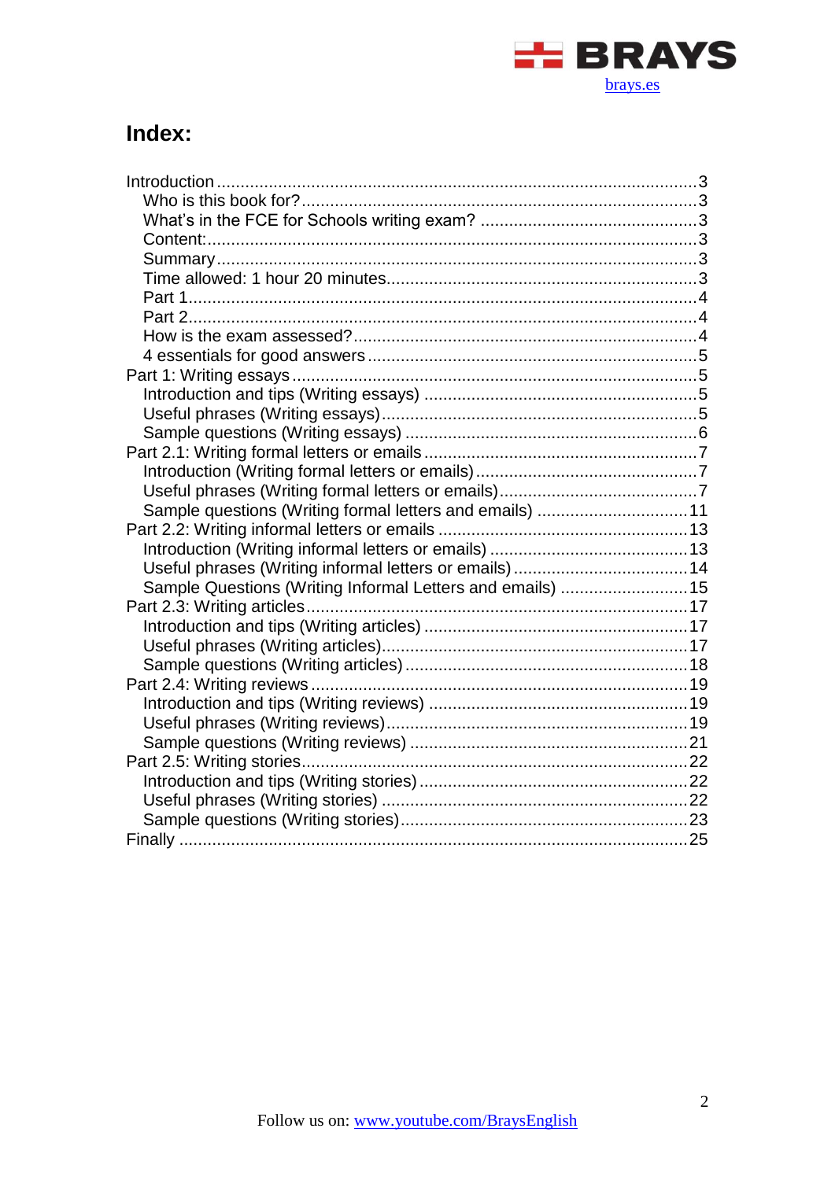## Index:

- Introduction ........ 3
  - Who is this book for? ........ 3
  - What's in the FCE for Schools writing exam? ........ 3
  - Content: ........ 3
  - Summary ........ 3
  - Time allowed: 1 hour 20 minutes ........ 3
  - Part 1 ........ 4
  - Part 2 ........ 4
  - How is the exam assessed? ........ 4
  - 4 essentials for good answers ........ 5
- Part 1: Writing essays ........ 5
  - Introduction and tips (Writing essays) ........ 5
  - Useful phrases (Writing essays) ........ 5
  - Sample questions (Writing essays) ........ 6
- Part 2.1: Writing formal letters or emails ........ 7
  - Introduction (Writing formal letters or emails) ........ 7
  - Useful phrases (Writing formal letters or emails) ........ 7
  - Sample questions (Writing formal letters and emails) ........ 11
- Part 2.2: Writing informal letters or emails ........ 13
  - Introduction (Writing informal letters or emails) ........ 13
  - Useful phrases (Writing informal letters or emails) ........ 14
  - Sample Questions (Writing Informal Letters and emails) ........ 15
- Part 2.3: Writing articles ........ 17
  - Introduction and tips (Writing articles) ........ 17
  - Useful phrases (Writing articles) ........ 17
  - Sample questions (Writing articles) ........ 18
- Part 2.4: Writing reviews ........ 19
  - Introduction and tips (Writing reviews) ........ 19
  - Useful phrases (Writing reviews) ........ 19
  - Sample questions (Writing reviews) ........ 21
- Part 2.5: Writing stories ........ 22
  - Introduction and tips (Writing stories) ........ 22
  - Useful phrases (Writing stories) ........ 22
  - Sample questions (Writing stories) ........ 23
- Finally ........ 25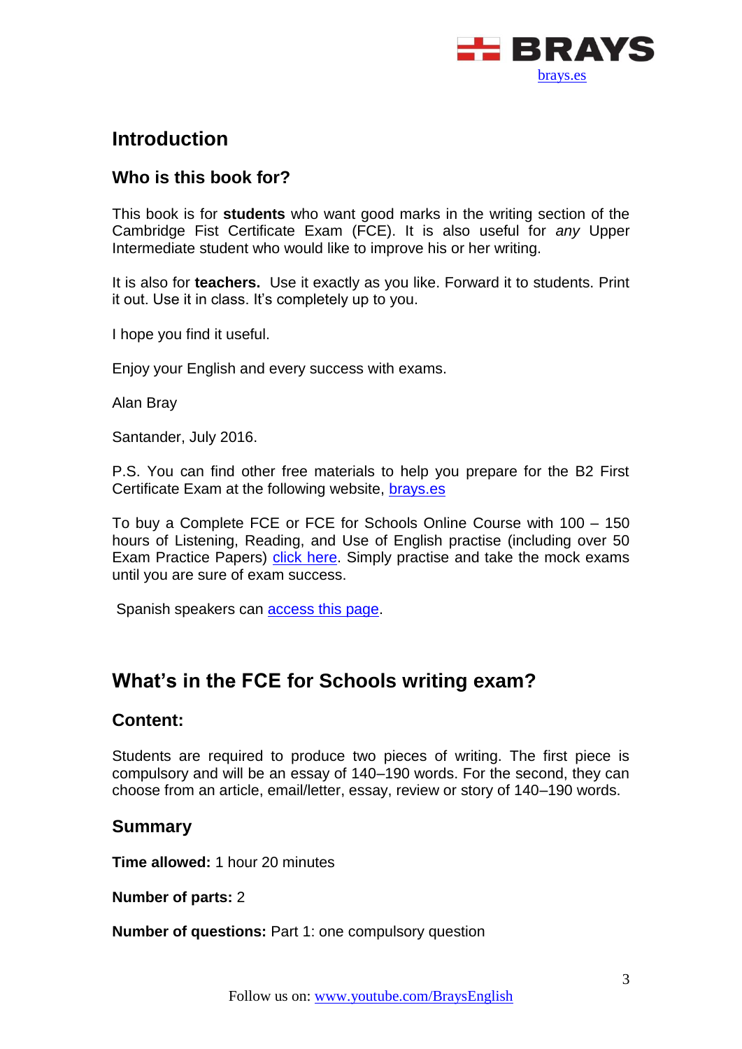# Introduction

## Who is this book for?

This book is for **students** who want good marks in the writing section of the Cambridge Fist Certificate Exam (FCE). It is also useful for *any* Upper Intermediate student who would like to improve his or her writing.

It is also for **teachers.** Use it exactly as you like. Forward it to students. Print it out. Use it in class. It's completely up to you.

I hope you find it useful.

Enjoy your English and every success with exams.

Alan Bray

Santander, July 2016.

P.S. You can find other free materials to help you prepare for the B2 First Certificate Exam at the following website, brays.es

To buy a Complete FCE or FCE for Schools Online Course with 100 – 150 hours of Listening, Reading, and Use of English practise (including over 50 Exam Practice Papers) click here. Simply practise and take the mock exams until you are sure of exam success.

Spanish speakers can access this page.

# What's in the FCE for Schools writing exam?

## Content:

Students are required to produce two pieces of writing. The first piece is compulsory and will be an essay of 140–190 words. For the second, they can choose from an article, email/letter, essay, review or story of 140–190 words.

## Summary

**Time allowed:** 1 hour 20 minutes

**Number of parts:** 2

**Number of questions:** Part 1: one compulsory question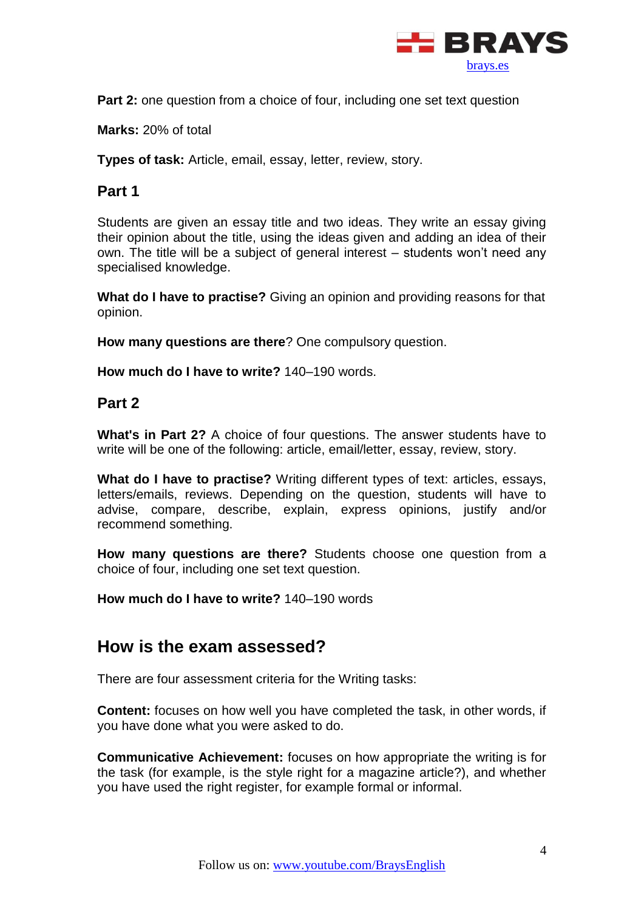**Part 2:** one question from a choice of four, including one set text question

**Marks:** 20% of total

**Types of task:** Article, email, essay, letter, review, story.

### Part 1

Students are given an essay title and two ideas. They write an essay giving their opinion about the title, using the ideas given and adding an idea of their own. The title will be a subject of general interest – students won't need any specialised knowledge.

**What do I have to practise?** Giving an opinion and providing reasons for that opinion.

**How many questions are there**? One compulsory question.

**How much do I have to write?** 140–190 words.

### Part 2

**What's in Part 2?** A choice of four questions. The answer students have to write will be one of the following: article, email/letter, essay, review, story.

**What do I have to practise?** Writing different types of text: articles, essays, letters/emails, reviews. Depending on the question, students will have to advise, compare, describe, explain, express opinions, justify and/or recommend something.

**How many questions are there?** Students choose one question from a choice of four, including one set text question.

**How much do I have to write?** 140–190 words

## How is the exam assessed?

There are four assessment criteria for the Writing tasks:

**Content:** focuses on how well you have completed the task, in other words, if you have done what you were asked to do.

**Communicative Achievement:** focuses on how appropriate the writing is for the task (for example, is the style right for a magazine article?), and whether you have used the right register, for example formal or informal.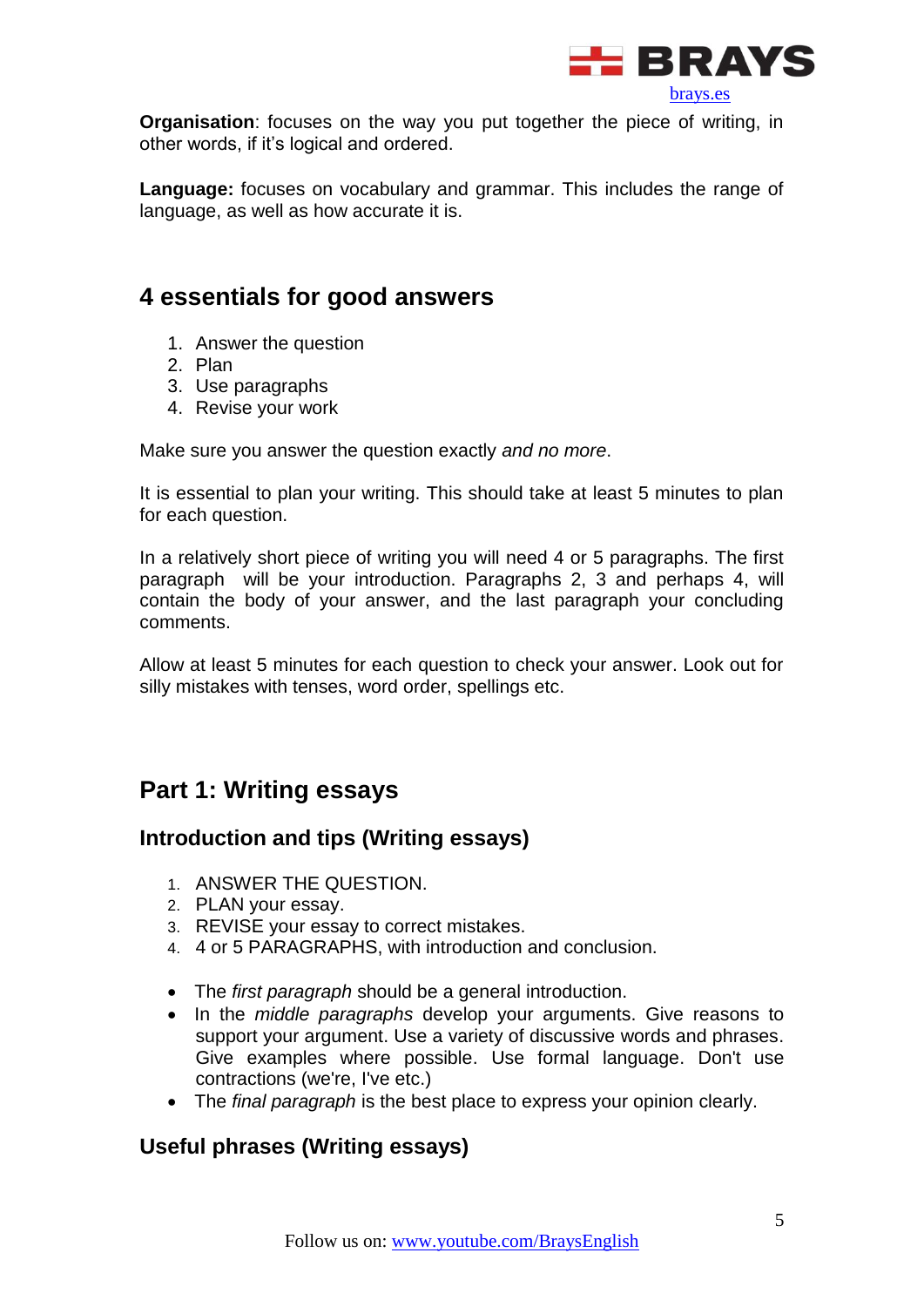**Organisation**: focuses on the way you put together the piece of writing, in other words, if it's logical and ordered.

**Language:** focuses on vocabulary and grammar. This includes the range of language, as well as how accurate it is.

## 4 essentials for good answers

1. Answer the question
2. Plan
3. Use paragraphs
4. Revise your work

Make sure you answer the question exactly *and no more*.

It is essential to plan your writing. This should take at least 5 minutes to plan for each question.

In a relatively short piece of writing you will need 4 or 5 paragraphs. The first paragraph will be your introduction. Paragraphs 2, 3 and perhaps 4, will contain the body of your answer, and the last paragraph your concluding comments.

Allow at least 5 minutes for each question to check your answer. Look out for silly mistakes with tenses, word order, spellings etc.

## Part 1: Writing essays

### Introduction and tips (Writing essays)

1. ANSWER THE QUESTION.
2. PLAN your essay.
3. REVISE your essay to correct mistakes.
4. 4 or 5 PARAGRAPHS, with introduction and conclusion.

- The *first paragraph* should be a general introduction.
- In the *middle paragraphs* develop your arguments. Give reasons to support your argument. Use a variety of discussive words and phrases. Give examples where possible. Use formal language. Don't use contractions (we're, I've etc.)
- The *final paragraph* is the best place to express your opinion clearly.

### Useful phrases (Writing essays)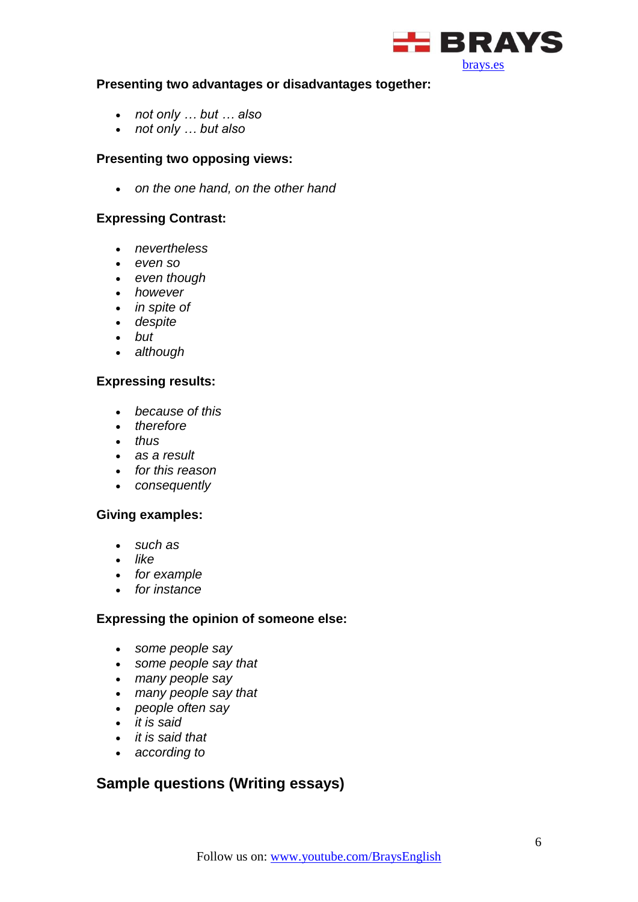**Presenting two advantages or disadvantages together:**

- *not only … but … also*
- *not only … but also*

**Presenting two opposing views:**

- *on the one hand, on the other hand*

**Expressing Contrast:**

- *nevertheless*
- *even so*
- *even though*
- *however*
- *in spite of*
- *despite*
- *but*
- *although*

**Expressing results:**

- *because of this*
- *therefore*
- *thus*
- *as a result*
- *for this reason*
- *consequently*

**Giving examples:**

- *such as*
- *like*
- *for example*
- *for instance*

**Expressing the opinion of someone else:**

- *some people say*
- *some people say that*
- *many people say*
- *many people say that*
- *people often say*
- *it is said*
- *it is said that*
- *according to*

## Sample questions (Writing essays)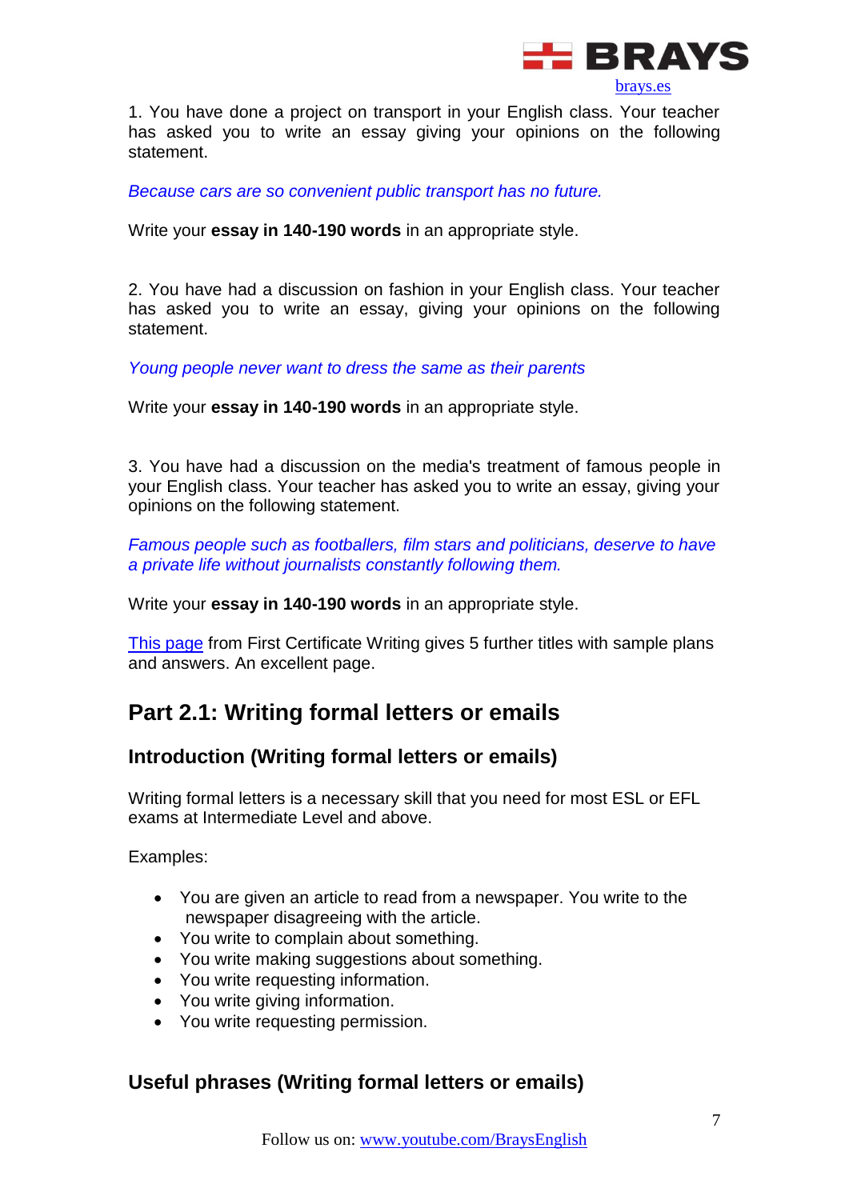1. You have done a project on transport in your English class. Your teacher has asked you to write an essay giving your opinions on the following statement.

*Because cars are so convenient public transport has no future.*

Write your **essay in 140-190 words** in an appropriate style.

2. You have had a discussion on fashion in your English class. Your teacher has asked you to write an essay, giving your opinions on the following statement.

*Young people never want to dress the same as their parents*

Write your **essay in 140-190 words** in an appropriate style.

3. You have had a discussion on the media's treatment of famous people in your English class. Your teacher has asked you to write an essay, giving your opinions on the following statement.

*Famous people such as footballers, film stars and politicians, deserve to have a private life without journalists constantly following them.*

Write your **essay in 140-190 words** in an appropriate style.

This page from First Certificate Writing gives 5 further titles with sample plans and answers. An excellent page.

## Part 2.1: Writing formal letters or emails

### Introduction (Writing formal letters or emails)

Writing formal letters is a necessary skill that you need for most ESL or EFL exams at Intermediate Level and above.

Examples:

- You are given an article to read from a newspaper. You write to the newspaper disagreeing with the article.
- You write to complain about something.
- You write making suggestions about something.
- You write requesting information.
- You write giving information.
- You write requesting permission.

### Useful phrases (Writing formal letters or emails)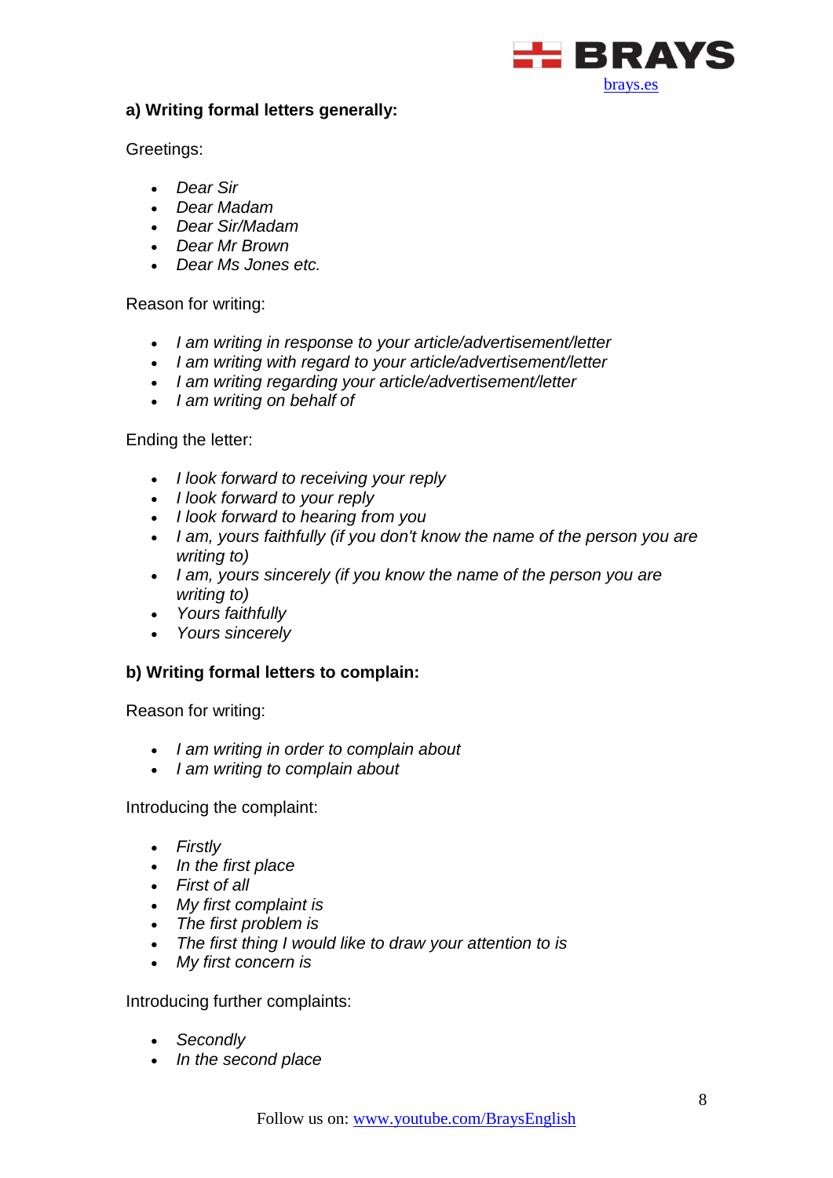**a) Writing formal letters generally:**

Greetings:

- *Dear Sir*
- *Dear Madam*
- *Dear Sir/Madam*
- *Dear Mr Brown*
- *Dear Ms Jones etc.*

Reason for writing:

- *I am writing in response to your article/advertisement/letter*
- *I am writing with regard to your article/advertisement/letter*
- *I am writing regarding your article/advertisement/letter*
- *I am writing on behalf of*

Ending the letter:

- *I look forward to receiving your reply*
- *I look forward to your reply*
- *I look forward to hearing from you*
- *I am, yours faithfully (if you don't know the name of the person you are writing to)*
- *I am, yours sincerely (if you know the name of the person you are writing to)*
- *Yours faithfully*
- *Yours sincerely*

**b) Writing formal letters to complain:**

Reason for writing:

- *I am writing in order to complain about*
- *I am writing to complain about*

Introducing the complaint:

- *Firstly*
- *In the first place*
- *First of all*
- *My first complaint is*
- *The first problem is*
- *The first thing I would like to draw your attention to is*
- *My first concern is*

Introducing further complaints:

- *Secondly*
- *In the second place*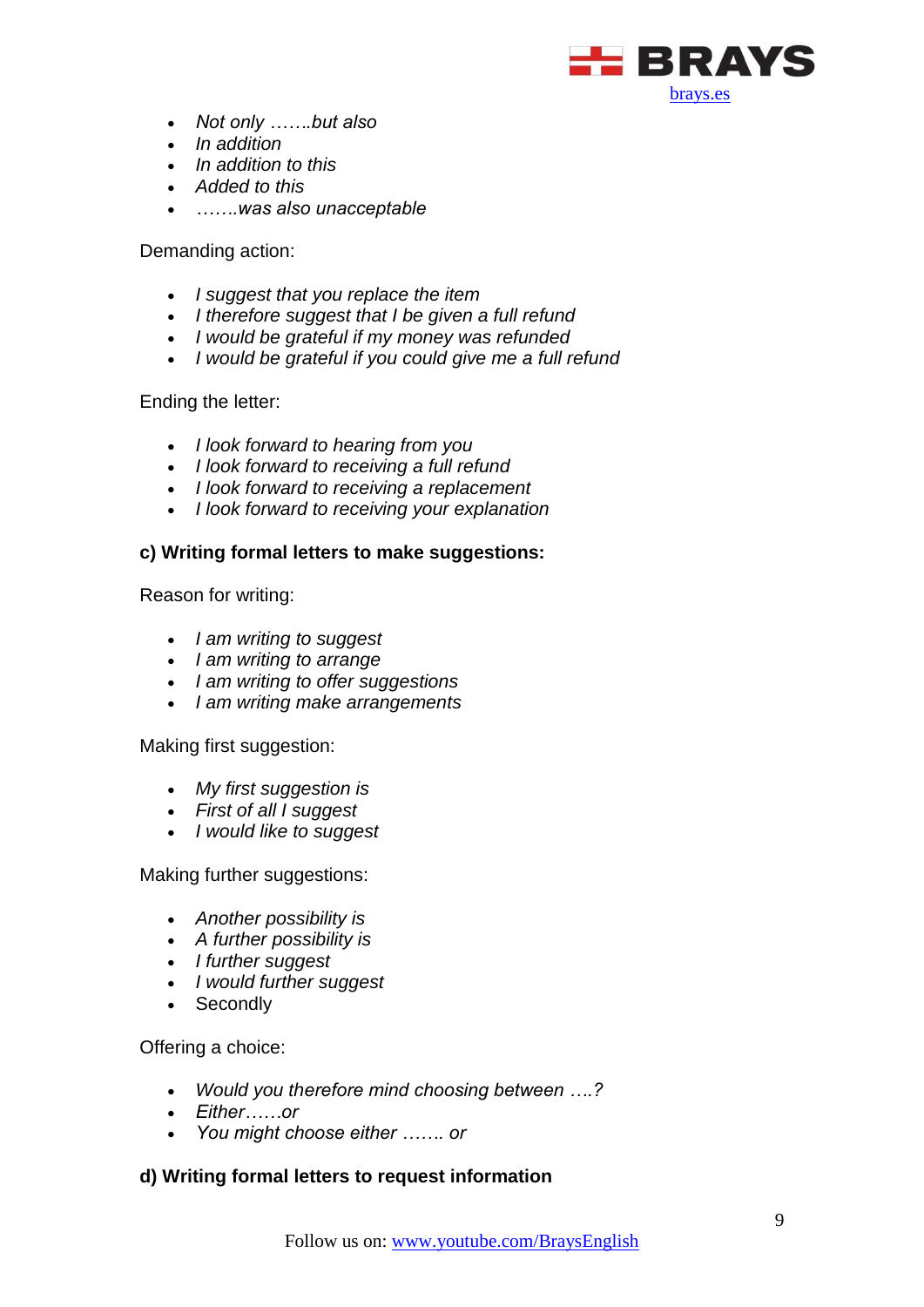- *Not only …….but also*
- *In addition*
- *In addition to this*
- *Added to this*
- *…….was also unacceptable*

Demanding action:

- *I suggest that you replace the item*
- *I therefore suggest that I be given a full refund*
- *I would be grateful if my money was refunded*
- *I would be grateful if you could give me a full refund*

Ending the letter:

- *I look forward to hearing from you*
- *I look forward to receiving a full refund*
- *I look forward to receiving a replacement*
- *I look forward to receiving your explanation*

**c) Writing formal letters to make suggestions:**

Reason for writing:

- *I am writing to suggest*
- *I am writing to arrange*
- *I am writing to offer suggestions*
- *I am writing make arrangements*

Making first suggestion:

- *My first suggestion is*
- *First of all I suggest*
- *I would like to suggest*

Making further suggestions:

- *Another possibility is*
- *A further possibility is*
- *I further suggest*
- *I would further suggest*
- Secondly

Offering a choice:

- *Would you therefore mind choosing between ….?*
- *Either……or*
- *You might choose either ……. or*

**d) Writing formal letters to request information**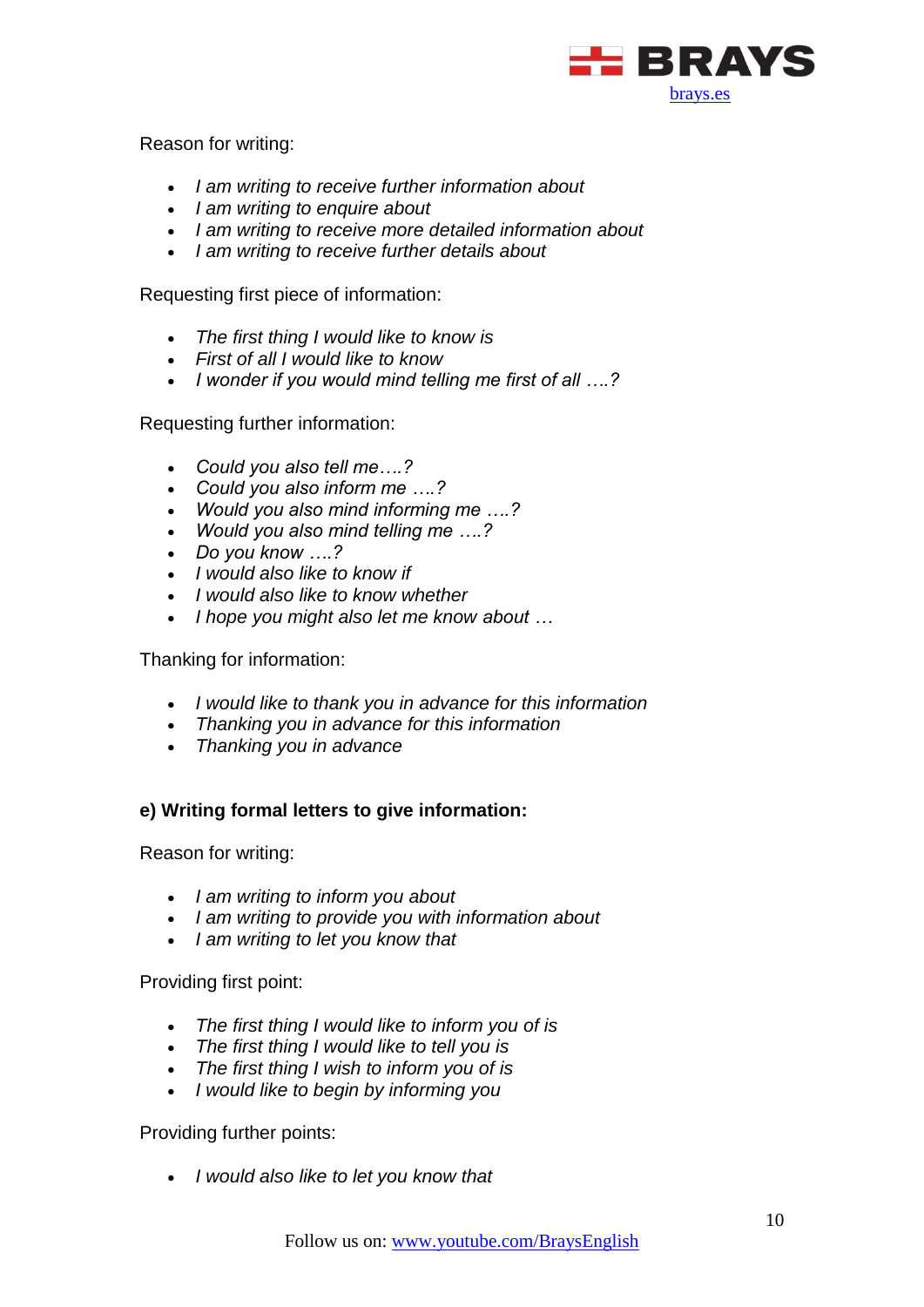Reason for writing:

- *I am writing to receive further information about*
- *I am writing to enquire about*
- *I am writing to receive more detailed information about*
- *I am writing to receive further details about*

Requesting first piece of information:

- *The first thing I would like to know is*
- *First of all I would like to know*
- *I wonder if you would mind telling me first of all ….?*

Requesting further information:

- *Could you also tell me….?*
- *Could you also inform me ….?*
- *Would you also mind informing me ….?*
- *Would you also mind telling me ….?*
- *Do you know ….?*
- *I would also like to know if*
- *I would also like to know whether*
- *I hope you might also let me know about …*

Thanking for information:

- *I would like to thank you in advance for this information*
- *Thanking you in advance for this information*
- *Thanking you in advance*

**e) Writing formal letters to give information:**

Reason for writing:

- *I am writing to inform you about*
- *I am writing to provide you with information about*
- *I am writing to let you know that*

Providing first point:

- *The first thing I would like to inform you of is*
- *The first thing I would like to tell you is*
- *The first thing I wish to inform you of is*
- *I would like to begin by informing you*

Providing further points:

- *I would also like to let you know that*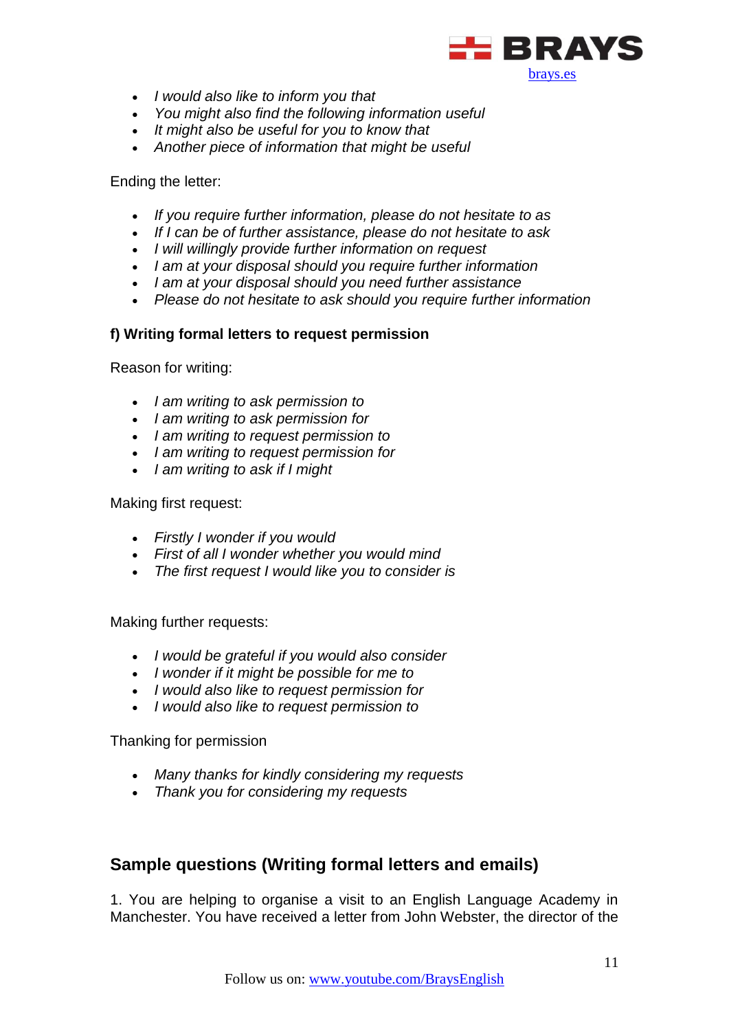- *I would also like to inform you that*
- *You might also find the following information useful*
- *It might also be useful for you to know that*
- *Another piece of information that might be useful*

Ending the letter:

- *If you require further information, please do not hesitate to as*
- *If I can be of further assistance, please do not hesitate to ask*
- *I will willingly provide further information on request*
- *I am at your disposal should you require further information*
- *I am at your disposal should you need further assistance*
- *Please do not hesitate to ask should you require further information*

**f) Writing formal letters to request permission**

Reason for writing:

- *I am writing to ask permission to*
- *I am writing to ask permission for*
- *I am writing to request permission to*
- *I am writing to request permission for*
- *I am writing to ask if I might*

Making first request:

- *Firstly I wonder if you would*
- *First of all I wonder whether you would mind*
- *The first request I would like you to consider is*

Making further requests:

- *I would be grateful if you would also consider*
- *I wonder if it might be possible for me to*
- *I would also like to request permission for*
- *I would also like to request permission to*

Thanking for permission

- *Many thanks for kindly considering my requests*
- *Thank you for considering my requests*

## Sample questions (Writing formal letters and emails)

1. You are helping to organise a visit to an English Language Academy in Manchester. You have received a letter from John Webster, the director of the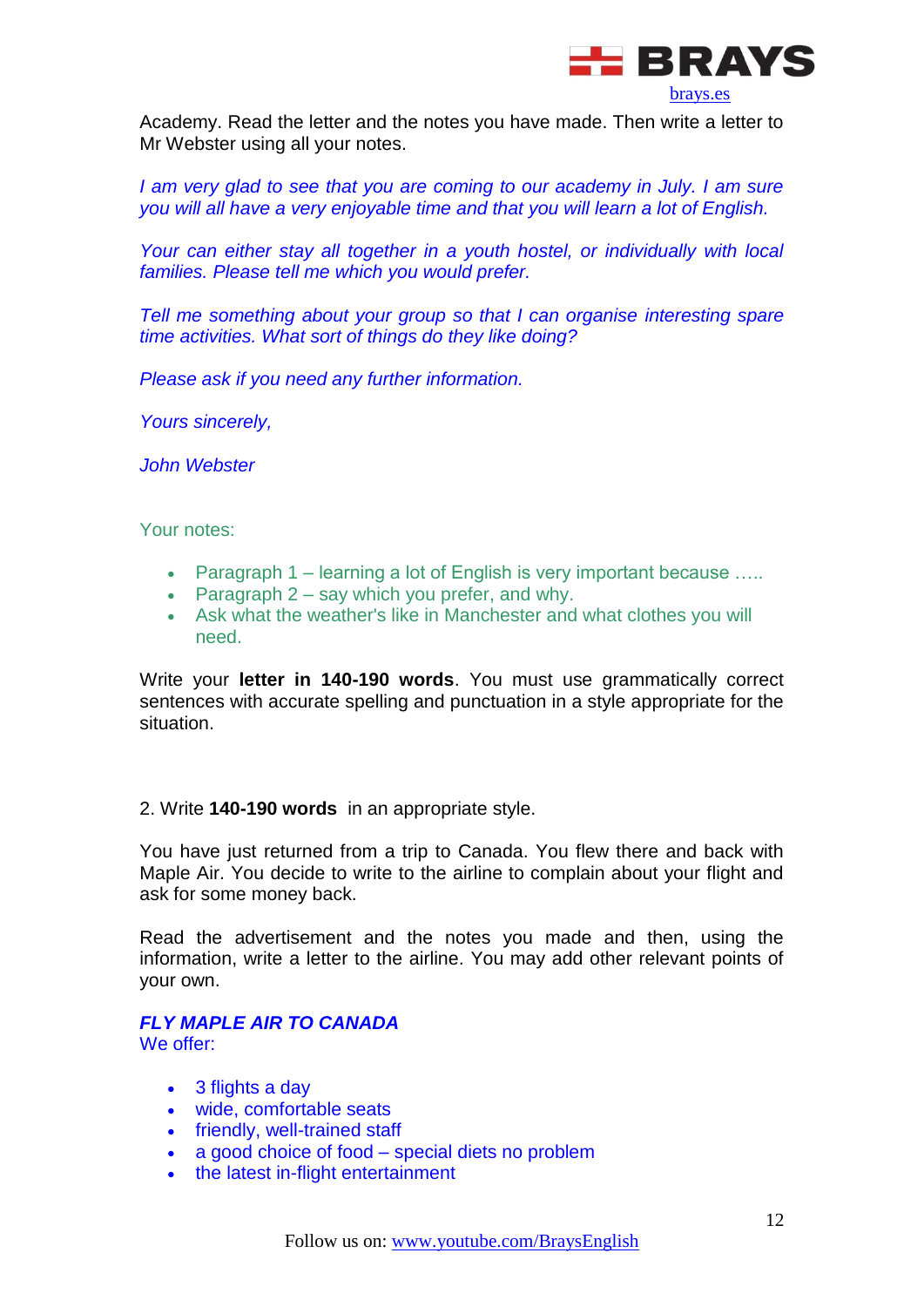Academy. Read the letter and the notes you have made. Then write a letter to Mr Webster using all your notes.

*I am very glad to see that you are coming to our academy in July. I am sure you will all have a very enjoyable time and that you will learn a lot of English.*

*Your can either stay all together in a youth hostel, or individually with local families. Please tell me which you would prefer.*

*Tell me something about your group so that I can organise interesting spare time activities. What sort of things do they like doing?*

*Please ask if you need any further information.*

*Yours sincerely,*

*John Webster*

Your notes:

- Paragraph 1 – learning a lot of English is very important because …..
- Paragraph 2 – say which you prefer, and why.
- Ask what the weather's like in Manchester and what clothes you will need.

Write your **letter in 140-190 words**. You must use grammatically correct sentences with accurate spelling and punctuation in a style appropriate for the situation.

2. Write **140-190 words** in an appropriate style.

You have just returned from a trip to Canada. You flew there and back with Maple Air. You decide to write to the airline to complain about your flight and ask for some money back.

Read the advertisement and the notes you made and then, using the information, write a letter to the airline. You may add other relevant points of your own.

***FLY MAPLE AIR TO CANADA***
We offer:

- 3 flights a day
- wide, comfortable seats
- friendly, well-trained staff
- a good choice of food – special diets no problem
- the latest in-flight entertainment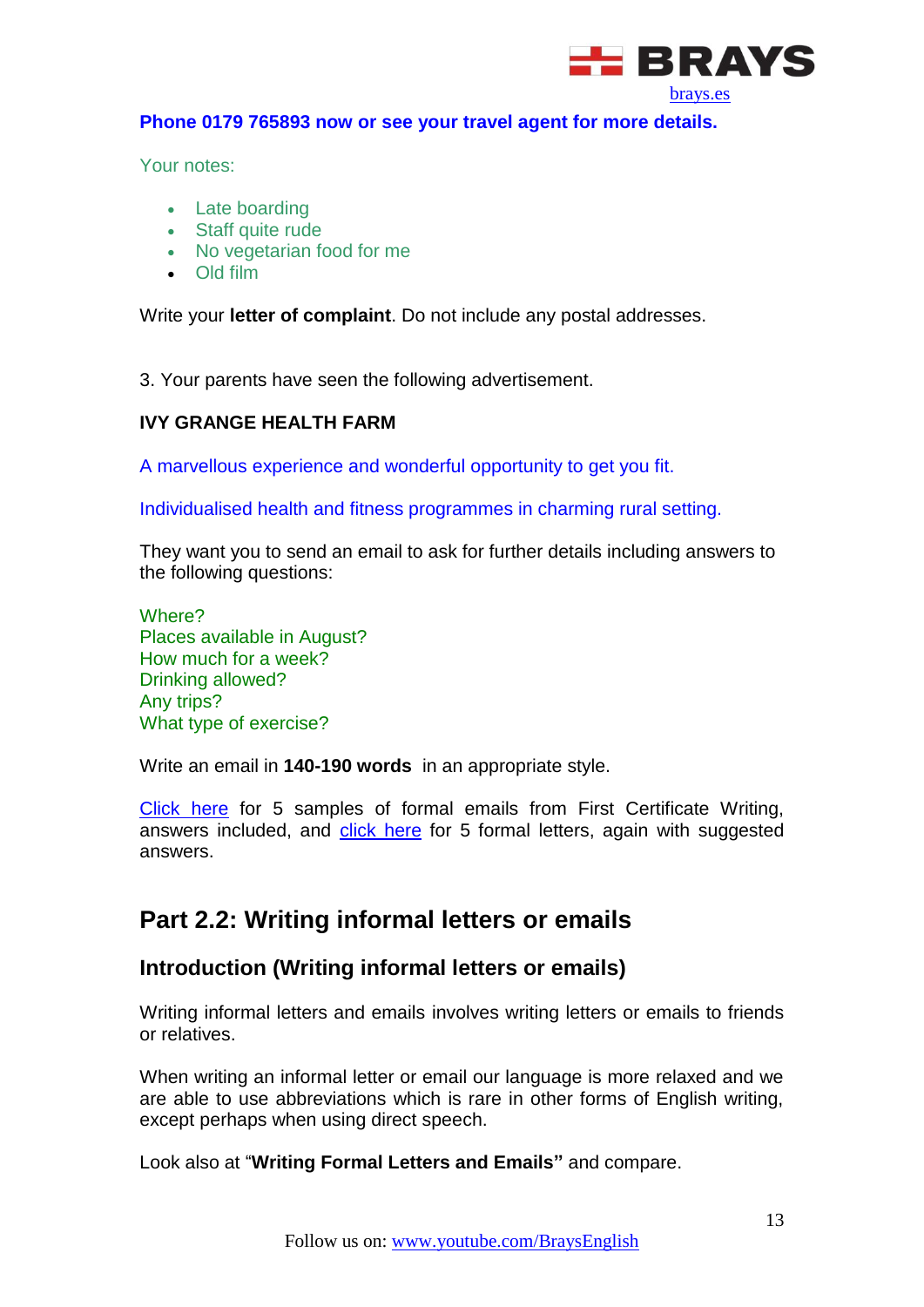**Phone 0179 765893 now or see your travel agent for more details.**

Your notes:

- Late boarding
- Staff quite rude
- No vegetarian food for me
- Old film

Write your **letter of complaint**. Do not include any postal addresses.

3. Your parents have seen the following advertisement.

**IVY GRANGE HEALTH FARM**

A marvellous experience and wonderful opportunity to get you fit.

Individualised health and fitness programmes in charming rural setting.

They want you to send an email to ask for further details including answers to the following questions:

Where?
Places available in August?
How much for a week?
Drinking allowed?
Any trips?
What type of exercise?

Write an email in **140-190 words** in an appropriate style.

Click here for 5 samples of formal emails from First Certificate Writing, answers included, and click here for 5 formal letters, again with suggested answers.

## Part 2.2: Writing informal letters or emails

### Introduction (Writing informal letters or emails)

Writing informal letters and emails involves writing letters or emails to friends or relatives.

When writing an informal letter or email our language is more relaxed and we are able to use abbreviations which is rare in other forms of English writing, except perhaps when using direct speech.

Look also at "**Writing Formal Letters and Emails"** and compare.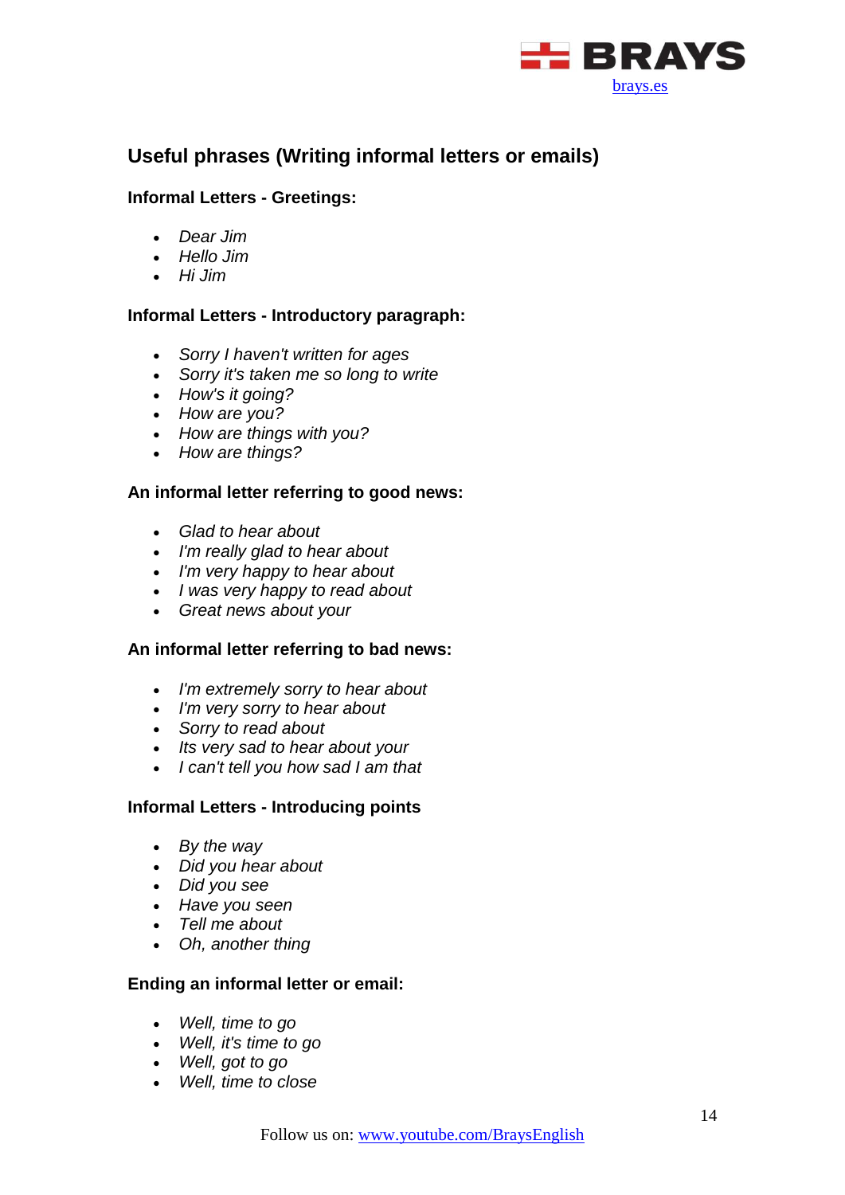## Useful phrases (Writing informal letters or emails)

**Informal Letters - Greetings:**

- *Dear Jim*
- *Hello Jim*
- *Hi Jim*

**Informal Letters - Introductory paragraph:**

- *Sorry I haven't written for ages*
- *Sorry it's taken me so long to write*
- *How's it going?*
- *How are you?*
- *How are things with you?*
- *How are things?*

**An informal letter referring to good news:**

- *Glad to hear about*
- *I'm really glad to hear about*
- *I'm very happy to hear about*
- *I was very happy to read about*
- *Great news about your*

**An informal letter referring to bad news:**

- *I'm extremely sorry to hear about*
- *I'm very sorry to hear about*
- *Sorry to read about*
- *Its very sad to hear about your*
- *I can't tell you how sad I am that*

**Informal Letters - Introducing points**

- *By the way*
- *Did you hear about*
- *Did you see*
- *Have you seen*
- *Tell me about*
- *Oh, another thing*

**Ending an informal letter or email:**

- *Well, time to go*
- *Well, it's time to go*
- *Well, got to go*
- *Well, time to close*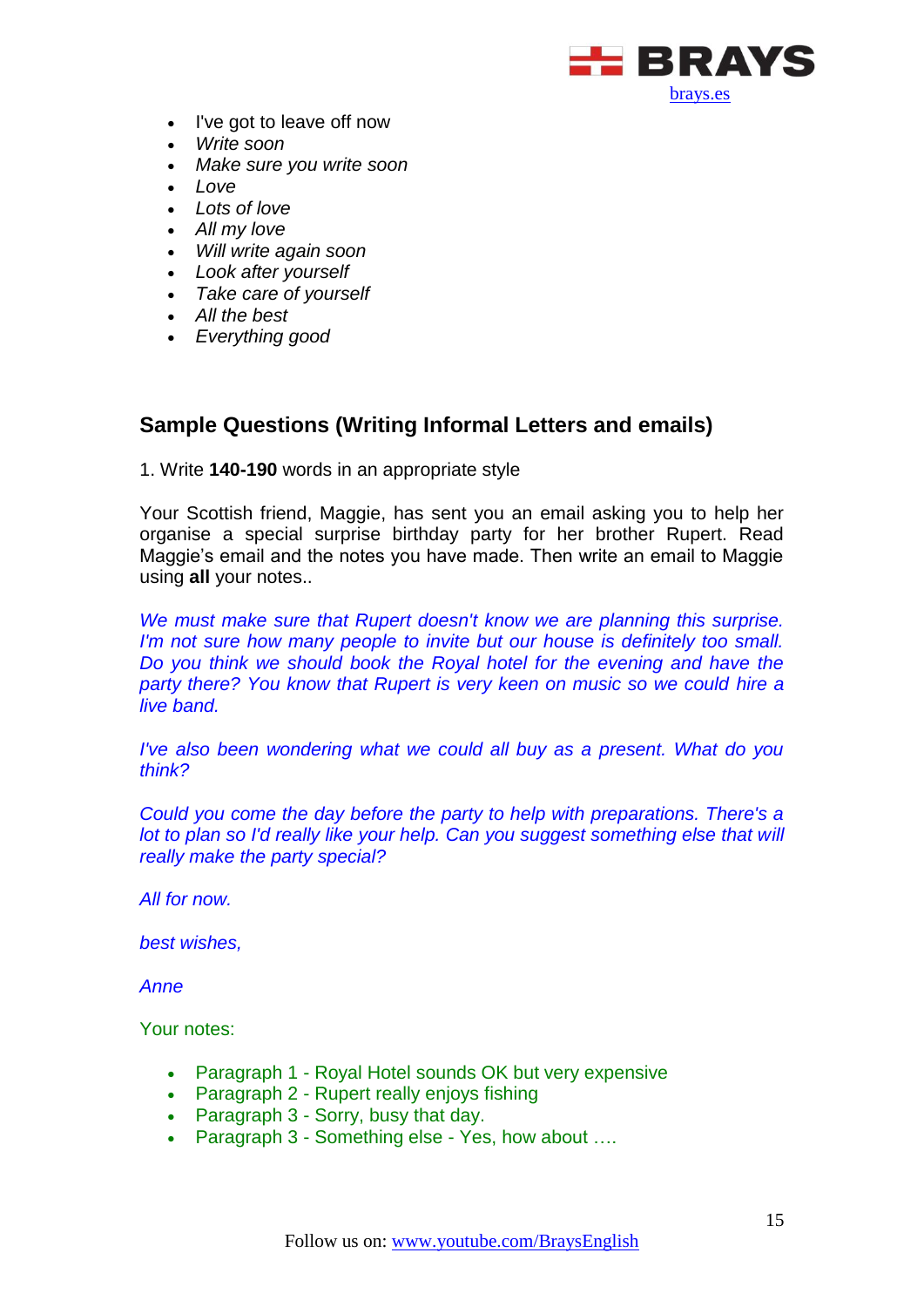- I've got to leave off now
- *Write soon*
- *Make sure you write soon*
- *Love*
- *Lots of love*
- *All my love*
- *Will write again soon*
- *Look after yourself*
- *Take care of yourself*
- *All the best*
- *Everything good*

## Sample Questions (Writing Informal Letters and emails)

1. Write **140-190** words in an appropriate style

Your Scottish friend, Maggie, has sent you an email asking you to help her organise a special surprise birthday party for her brother Rupert. Read Maggie's email and the notes you have made. Then write an email to Maggie using **all** your notes..

*We must make sure that Rupert doesn't know we are planning this surprise. I'm not sure how many people to invite but our house is definitely too small. Do you think we should book the Royal hotel for the evening and have the party there? You know that Rupert is very keen on music so we could hire a live band.*

*I've also been wondering what we could all buy as a present. What do you think?*

*Could you come the day before the party to help with preparations. There's a lot to plan so I'd really like your help. Can you suggest something else that will really make the party special?*

*All for now.*

*best wishes,*

*Anne*

Your notes:

- Paragraph 1 - Royal Hotel sounds OK but very expensive
- Paragraph 2 - Rupert really enjoys fishing
- Paragraph 3 - Sorry, busy that day.
- Paragraph 3 - Something else - Yes, how about ….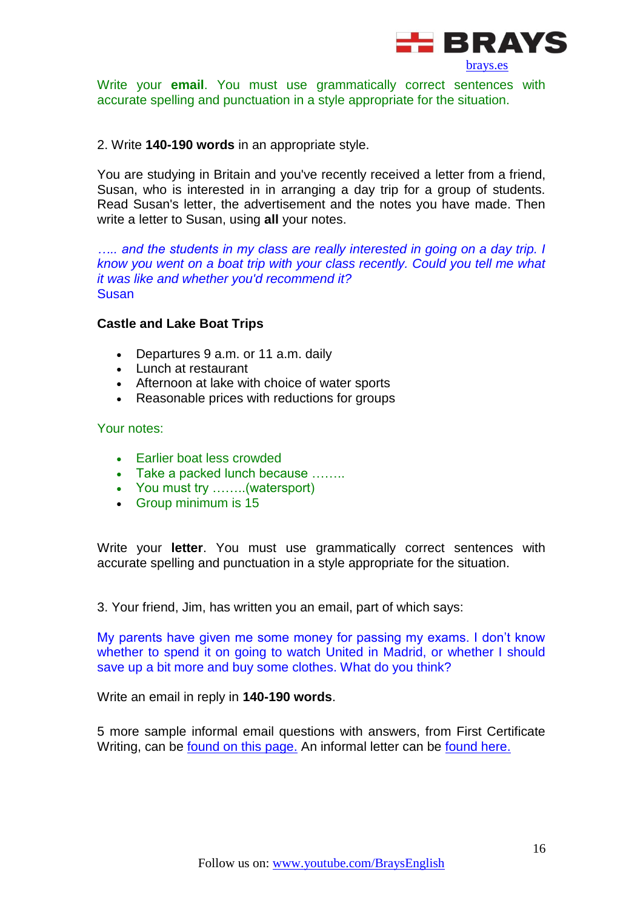Write your **email**. You must use grammatically correct sentences with accurate spelling and punctuation in a style appropriate for the situation.

2. Write **140-190 words** in an appropriate style.

You are studying in Britain and you've recently received a letter from a friend, Susan, who is interested in in arranging a day trip for a group of students. Read Susan's letter, the advertisement and the notes you have made. Then write a letter to Susan, using **all** your notes.

*….. and the students in my class are really interested in going on a day trip. I know you went on a boat trip with your class recently. Could you tell me what it was like and whether you'd recommend it?*
Susan

**Castle and Lake Boat Trips**

- Departures 9 a.m. or 11 a.m. daily
- Lunch at restaurant
- Afternoon at lake with choice of water sports
- Reasonable prices with reductions for groups

Your notes:

- Earlier boat less crowded
- Take a packed lunch because ……..
- You must try ……..(watersport)
- Group minimum is 15

Write your **letter**. You must use grammatically correct sentences with accurate spelling and punctuation in a style appropriate for the situation.

3. Your friend, Jim, has written you an email, part of which says:

My parents have given me some money for passing my exams. I don't know whether to spend it on going to watch United in Madrid, or whether I should save up a bit more and buy some clothes. What do you think?

Write an email in reply in **140-190 words**.

5 more sample informal email questions with answers, from First Certificate Writing, can be found on this page. An informal letter can be found here.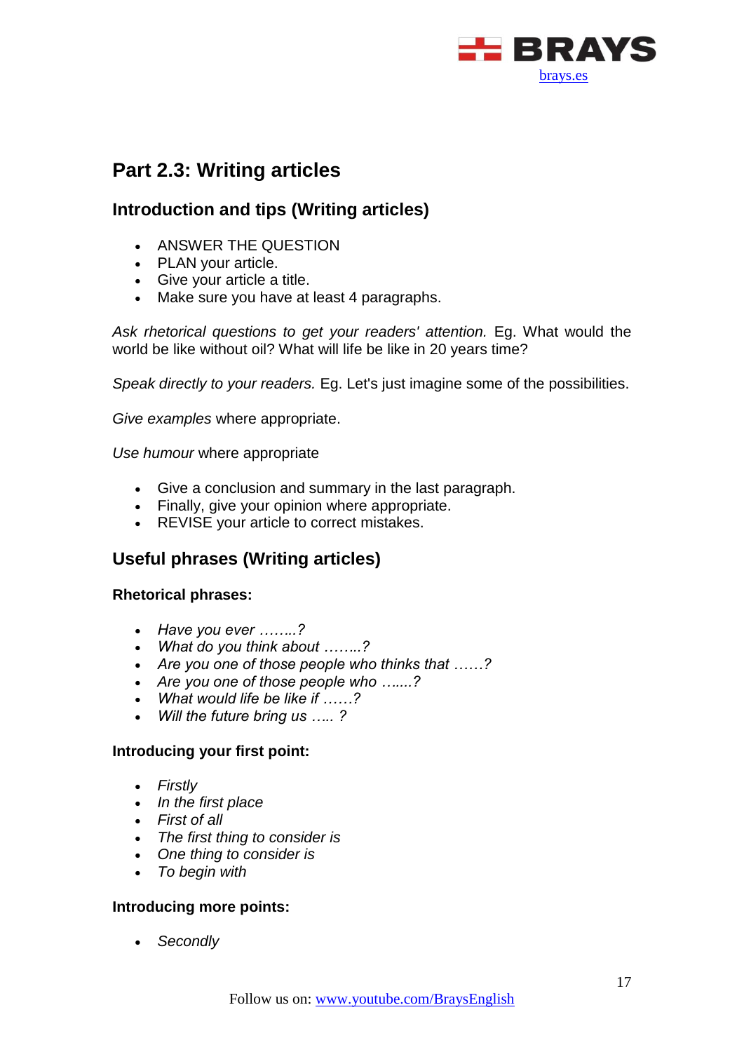## Part 2.3: Writing articles

### Introduction and tips (Writing articles)

- ANSWER THE QUESTION
- PLAN your article.
- Give your article a title.
- Make sure you have at least 4 paragraphs.

*Ask rhetorical questions to get your readers' attention.* Eg. What would the world be like without oil? What will life be like in 20 years time?

*Speak directly to your readers.* Eg. Let's just imagine some of the possibilities.

*Give examples* where appropriate.

*Use humour* where appropriate

- Give a conclusion and summary in the last paragraph.
- Finally, give your opinion where appropriate.
- REVISE your article to correct mistakes.

### Useful phrases (Writing articles)

**Rhetorical phrases:**

- *Have you ever ……..?*
- *What do you think about ……..?*
- *Are you one of those people who thinks that ……?*
- *Are you one of those people who …....?*
- *What would life be like if ……?*
- *Will the future bring us ….. ?*

**Introducing your first point:**

- *Firstly*
- *In the first place*
- *First of all*
- *The first thing to consider is*
- *One thing to consider is*
- *To begin with*

**Introducing more points:**

- *Secondly*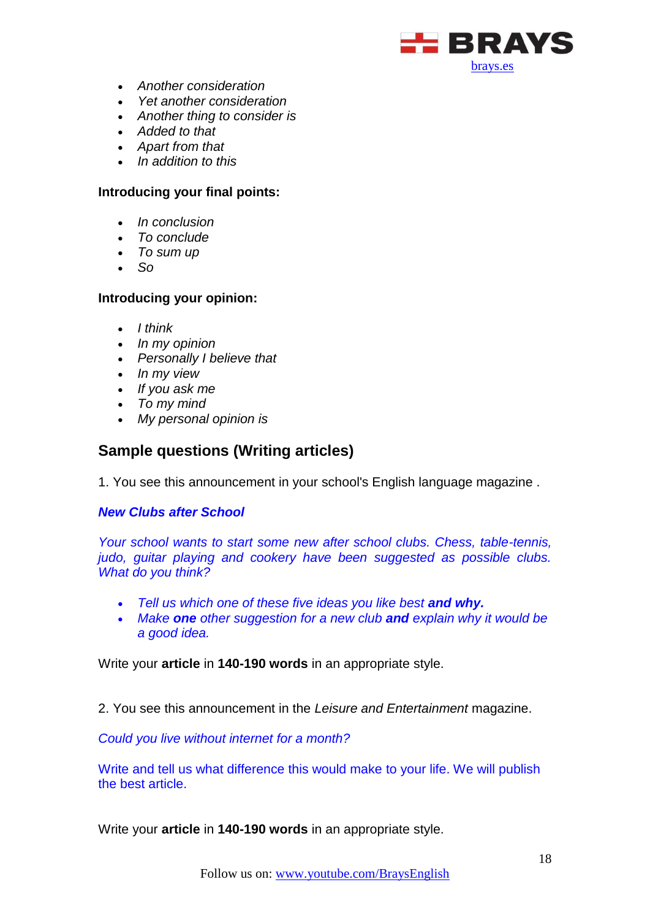- *Another consideration*
- *Yet another consideration*
- *Another thing to consider is*
- *Added to that*
- *Apart from that*
- *In addition to this*

**Introducing your final points:**

- *In conclusion*
- *To conclude*
- *To sum up*
- *So*

**Introducing your opinion:**

- *I think*
- *In my opinion*
- *Personally I believe that*
- *In my view*
- *If you ask me*
- *To my mind*
- *My personal opinion is*

## Sample questions (Writing articles)

1. You see this announcement in your school's English language magazine .

***New Clubs after School***

*Your school wants to start some new after school clubs. Chess, table-tennis, judo, guitar playing and cookery have been suggested as possible clubs. What do you think?*

- *Tell us which one of these five ideas you like best* ***and why.***
- *Make* ***one*** *other suggestion for a new club* ***and*** *explain why it would be a good idea.*

Write your **article** in **140-190 words** in an appropriate style.

2. You see this announcement in the *Leisure and Entertainment* magazine.

*Could you live without internet for a month?*

Write and tell us what difference this would make to your life. We will publish the best article.

Write your **article** in **140-190 words** in an appropriate style.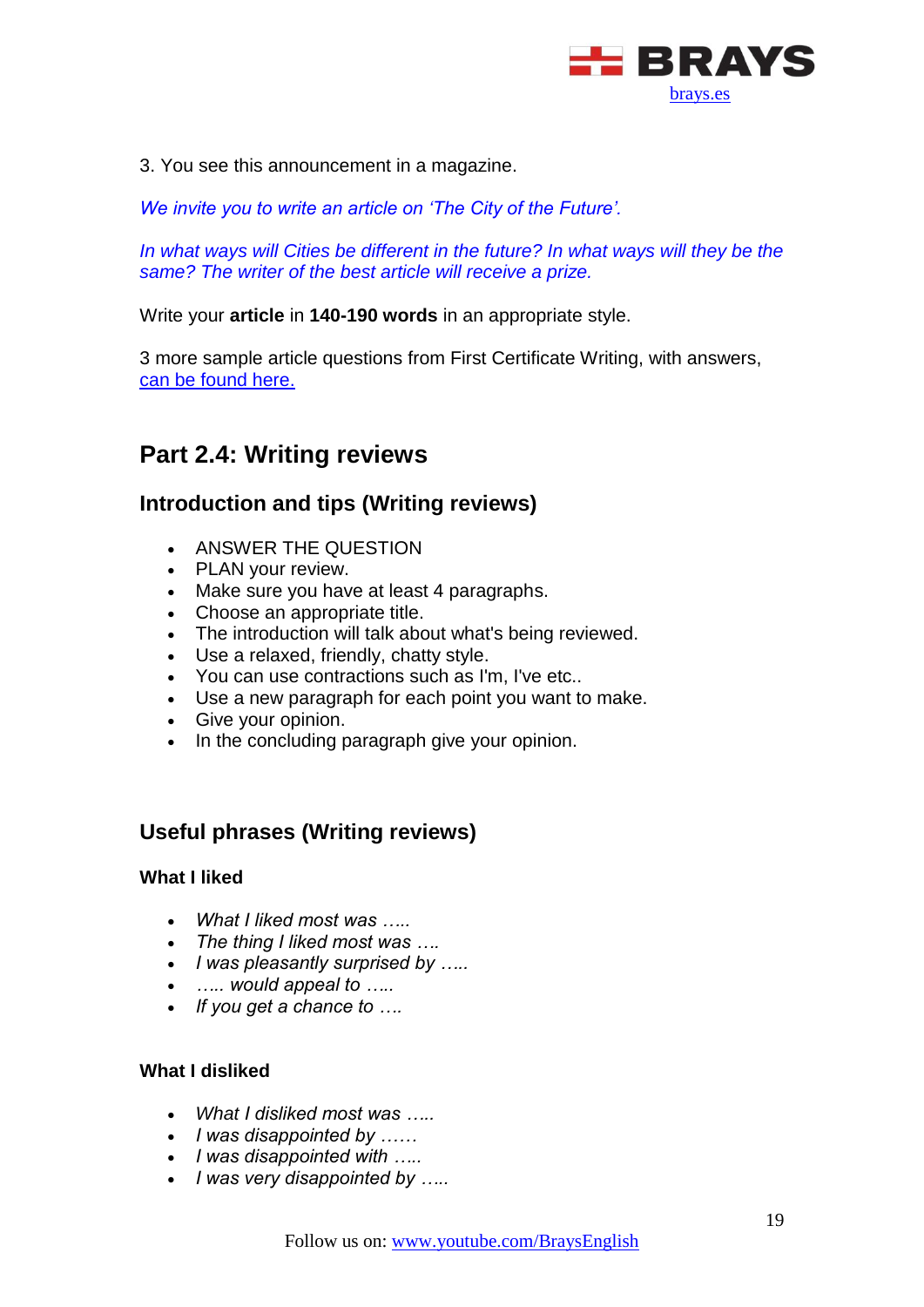3. You see this announcement in a magazine.

*We invite you to write an article on 'The City of the Future'.*

*In what ways will Cities be different in the future? In what ways will they be the same? The writer of the best article will receive a prize.*

Write your **article** in **140-190 words** in an appropriate style.

3 more sample article questions from First Certificate Writing, with answers, [can be found here.](#)

## Part 2.4: Writing reviews

### Introduction and tips (Writing reviews)

- ANSWER THE QUESTION
- PLAN your review.
- Make sure you have at least 4 paragraphs.
- Choose an appropriate title.
- The introduction will talk about what's being reviewed.
- Use a relaxed, friendly, chatty style.
- You can use contractions such as I'm, I've etc..
- Use a new paragraph for each point you want to make.
- Give your opinion.
- In the concluding paragraph give your opinion.

### Useful phrases (Writing reviews)

#### What I liked

- *What I liked most was …..*
- *The thing I liked most was ….*
- *I was pleasantly surprised by …..*
- *….. would appeal to …..*
- *If you get a chance to ….*

#### What I disliked

- *What I disliked most was …..*
- *I was disappointed by ……*
- *I was disappointed with …..*
- *I was very disappointed by …..*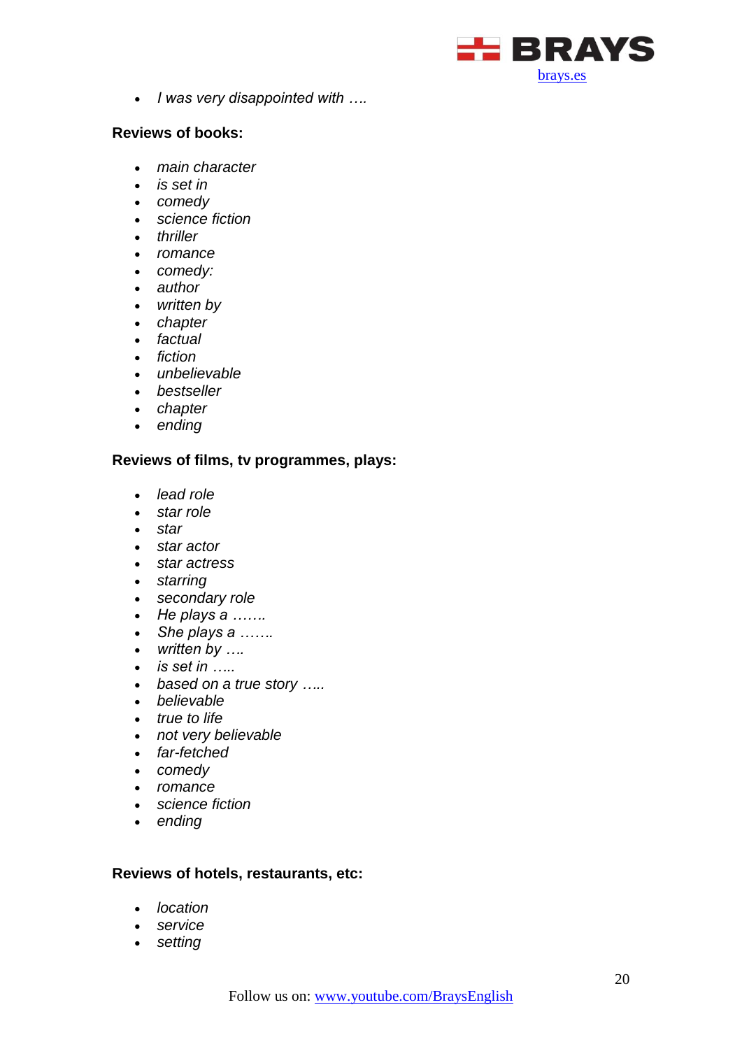- *I was very disappointed with ….*

**Reviews of books:**

- *main character*
- *is set in*
- *comedy*
- *science fiction*
- *thriller*
- *romance*
- *comedy:*
- *author*
- *written by*
- *chapter*
- *factual*
- *fiction*
- *unbelievable*
- *bestseller*
- *chapter*
- *ending*

**Reviews of films, tv programmes, plays:**

- *lead role*
- *star role*
- *star*
- *star actor*
- *star actress*
- *starring*
- *secondary role*
- *He plays a …….*
- *She plays a …….*
- *written by ….*
- *is set in …..*
- *based on a true story …..*
- *believable*
- *true to life*
- *not very believable*
- *far-fetched*
- *comedy*
- *romance*
- *science fiction*
- *ending*

**Reviews of hotels, restaurants, etc:**

- *location*
- *service*
- *setting*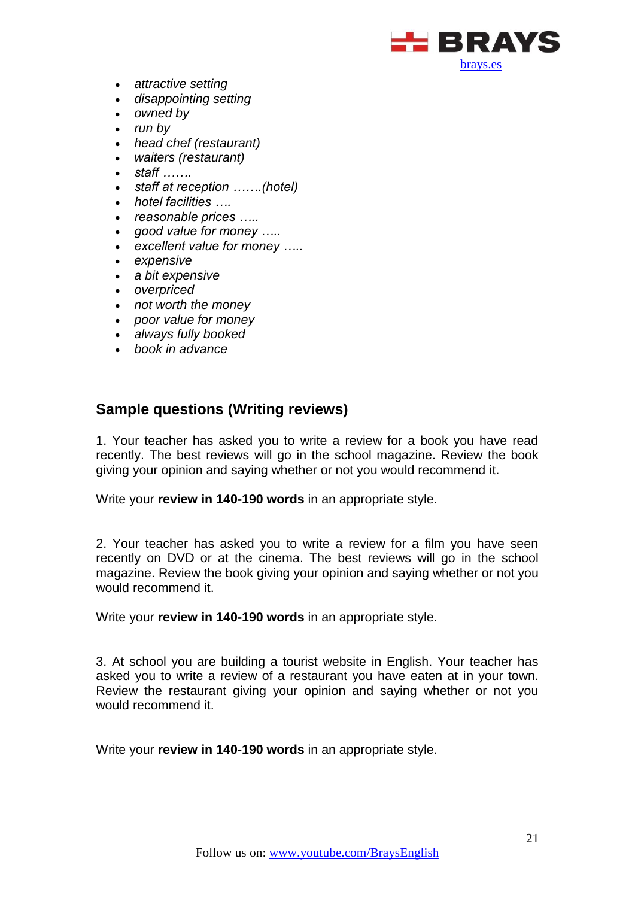- *attractive setting*
- *disappointing setting*
- *owned by*
- *run by*
- *head chef (restaurant)*
- *waiters (restaurant)*
- *staff …….*
- *staff at reception …….(hotel)*
- *hotel facilities ….*
- *reasonable prices …..*
- *good value for money …..*
- *excellent value for money …..*
- *expensive*
- *a bit expensive*
- *overpriced*
- *not worth the money*
- *poor value for money*
- *always fully booked*
- *book in advance*

## Sample questions (Writing reviews)

1. Your teacher has asked you to write a review for a book you have read recently. The best reviews will go in the school magazine. Review the book giving your opinion and saying whether or not you would recommend it.

Write your **review in 140-190 words** in an appropriate style.

2. Your teacher has asked you to write a review for a film you have seen recently on DVD or at the cinema. The best reviews will go in the school magazine. Review the book giving your opinion and saying whether or not you would recommend it.

Write your **review in 140-190 words** in an appropriate style.

3. At school you are building a tourist website in English. Your teacher has asked you to write a review of a restaurant you have eaten at in your town. Review the restaurant giving your opinion and saying whether or not you would recommend it.

Write your **review in 140-190 words** in an appropriate style.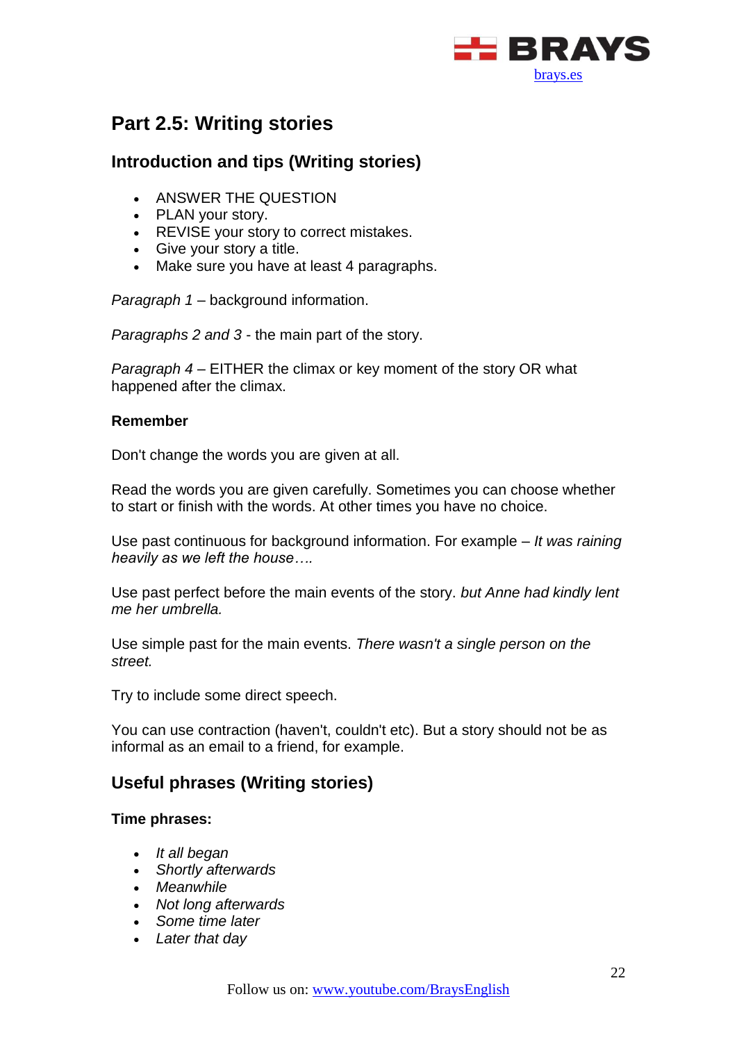# Part 2.5: Writing stories

## Introduction and tips (Writing stories)

- ANSWER THE QUESTION
- PLAN your story.
- REVISE your story to correct mistakes.
- Give your story a title.
- Make sure you have at least 4 paragraphs.

*Paragraph 1* – background information.

*Paragraphs 2 and 3* - the main part of the story.

*Paragraph 4* – EITHER the climax or key moment of the story OR what happened after the climax.

**Remember**

Don't change the words you are given at all.

Read the words you are given carefully. Sometimes you can choose whether to start or finish with the words. At other times you have no choice.

Use past continuous for background information. For example – *It was raining heavily as we left the house….*

Use past perfect before the main events of the story. *but Anne had kindly lent me her umbrella.*

Use simple past for the main events. *There wasn't a single person on the street.*

Try to include some direct speech.

You can use contraction (haven't, couldn't etc). But a story should not be as informal as an email to a friend, for example.

## Useful phrases (Writing stories)

**Time phrases:**

- *It all began*
- *Shortly afterwards*
- *Meanwhile*
- *Not long afterwards*
- *Some time later*
- *Later that day*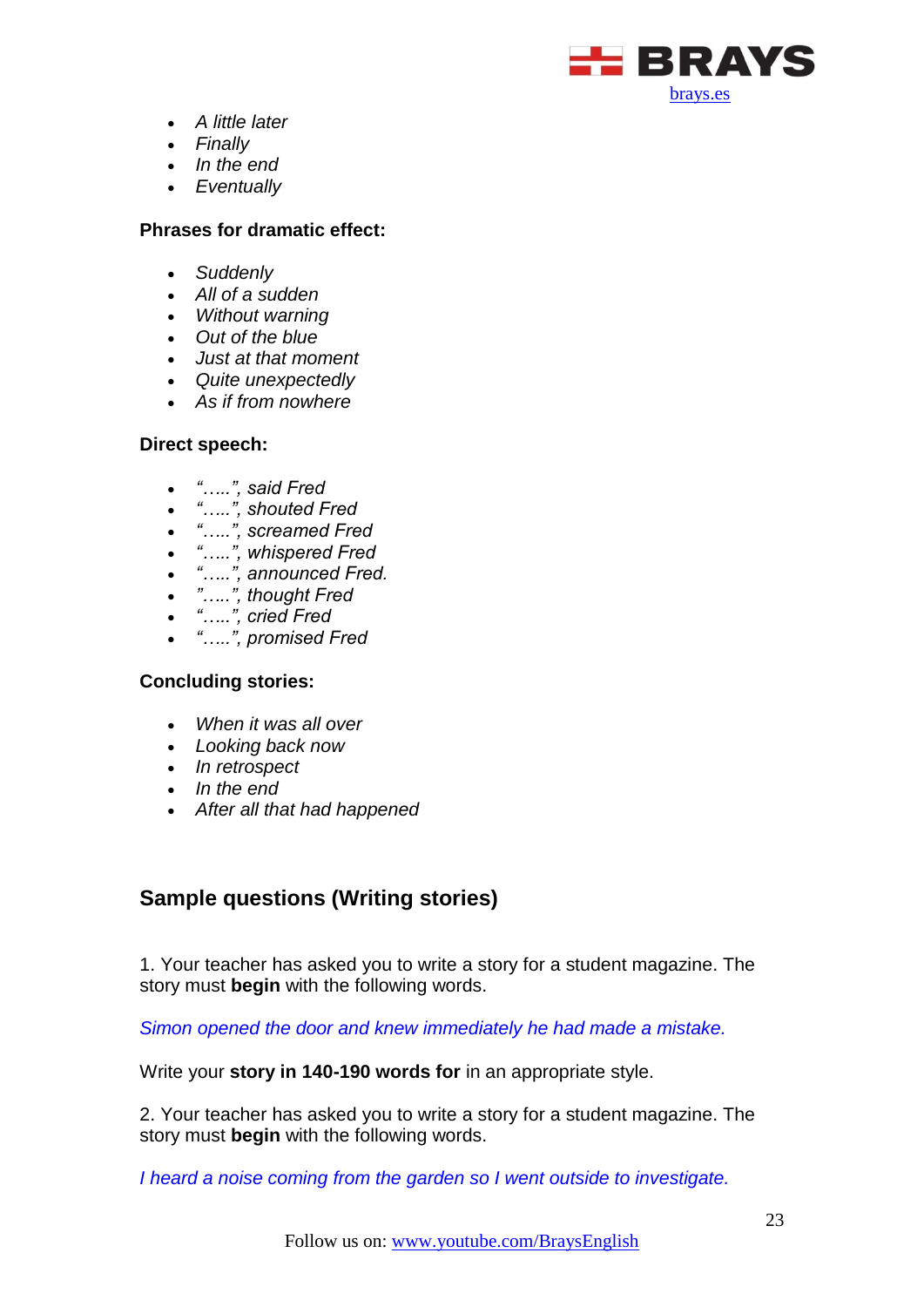- *A little later*
- *Finally*
- *In the end*
- *Eventually*

**Phrases for dramatic effect:**

- *Suddenly*
- *All of a sudden*
- *Without warning*
- *Out of the blue*
- *Just at that moment*
- *Quite unexpectedly*
- *As if from nowhere*

**Direct speech:**

- *"…..", said Fred*
- *"…..", shouted Fred*
- *"…..", screamed Fred*
- *"…..", whispered Fred*
- *"…..", announced Fred.*
- *"…..", thought Fred*
- *"…..", cried Fred*
- *"…..", promised Fred*

**Concluding stories:**

- *When it was all over*
- *Looking back now*
- *In retrospect*
- *In the end*
- *After all that had happened*

## Sample questions (Writing stories)

1. Your teacher has asked you to write a story for a student magazine. The story must **begin** with the following words.

*Simon opened the door and knew immediately he had made a mistake.*

Write your **story in 140-190 words for** in an appropriate style.

2. Your teacher has asked you to write a story for a student magazine. The story must **begin** with the following words.

*I heard a noise coming from the garden so I went outside to investigate.*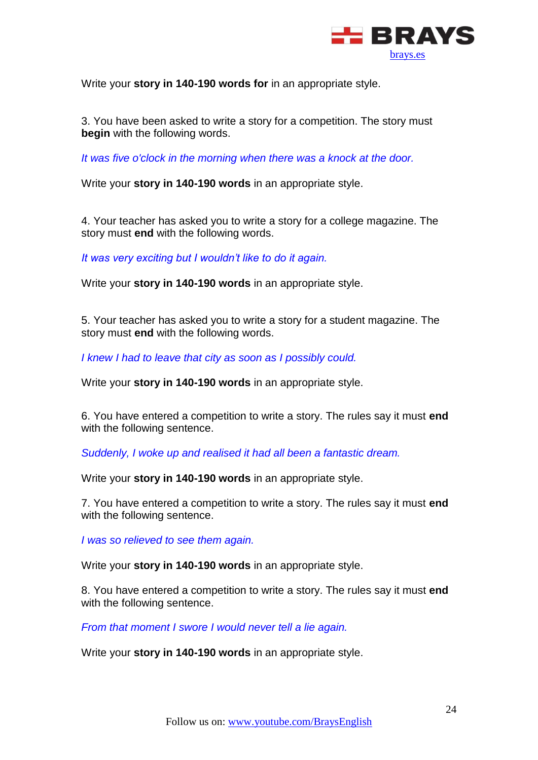Write your **story in 140-190 words for** in an appropriate style.

3. You have been asked to write a story for a competition. The story must **begin** with the following words.

*It was five o'clock in the morning when there was a knock at the door.*

Write your **story in 140-190 words** in an appropriate style.

4. Your teacher has asked you to write a story for a college magazine. The story must **end** with the following words.

*It was very exciting but I wouldn't like to do it again.*

Write your **story in 140-190 words** in an appropriate style.

5. Your teacher has asked you to write a story for a student magazine. The story must **end** with the following words.

*I knew I had to leave that city as soon as I possibly could.*

Write your **story in 140-190 words** in an appropriate style.

6. You have entered a competition to write a story. The rules say it must **end** with the following sentence.

*Suddenly, I woke up and realised it had all been a fantastic dream.*

Write your **story in 140-190 words** in an appropriate style.

7. You have entered a competition to write a story. The rules say it must **end** with the following sentence.

*I was so relieved to see them again.*

Write your **story in 140-190 words** in an appropriate style.

8. You have entered a competition to write a story. The rules say it must **end** with the following sentence.

*From that moment I swore I would never tell a lie again.*

Write your **story in 140-190 words** in an appropriate style.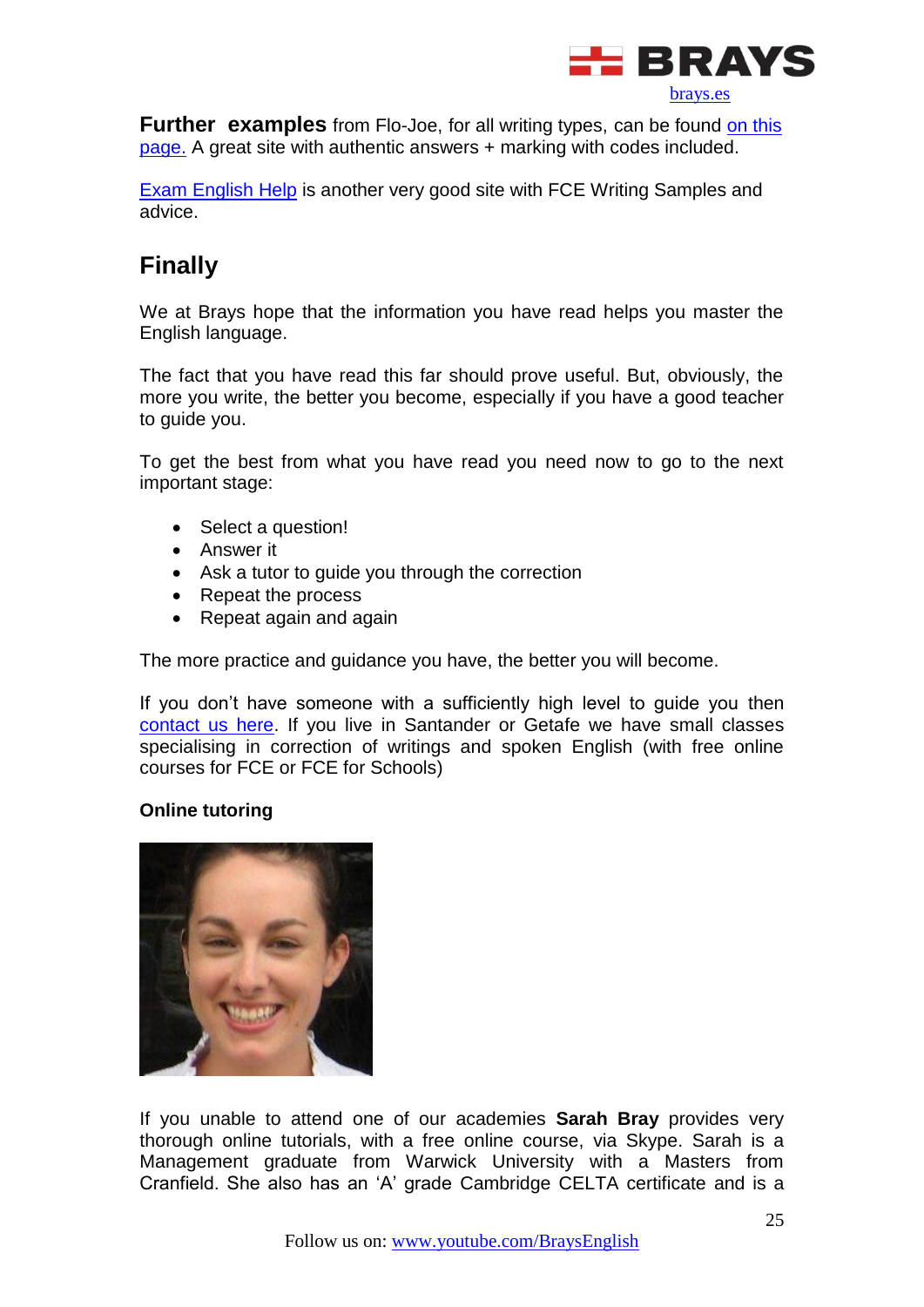**Further examples** from Flo-Joe, for all writing types, can be found on this page. A great site with authentic answers + marking with codes included.

Exam English Help is another very good site with FCE Writing Samples and advice.

## Finally

We at Brays hope that the information you have read helps you master the English language.

The fact that you have read this far should prove useful. But, obviously, the more you write, the better you become, especially if you have a good teacher to guide you.

To get the best from what you have read you need now to go to the next important stage:

- Select a question!
- Answer it
- Ask a tutor to guide you through the correction
- Repeat the process
- Repeat again and again

The more practice and guidance you have, the better you will become.

If you don't have someone with a sufficiently high level to guide you then contact us here. If you live in Santander or Getafe we have small classes specialising in correction of writings and spoken English (with free online courses for FCE or FCE for Schools)

**Online tutoring**

If you unable to attend one of our academies **Sarah Bray** provides very thorough online tutorials, with a free online course, via Skype. Sarah is a Management graduate from Warwick University with a Masters from Cranfield. She also has an 'A' grade Cambridge CELTA certificate and is a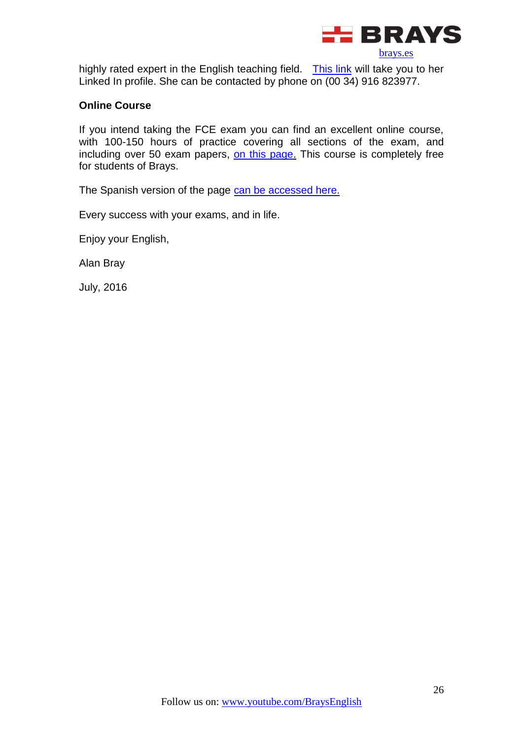highly rated expert in the English teaching field. This link will take you to her Linked In profile. She can be contacted by phone on (00 34) 916 823977.

**Online Course**

If you intend taking the FCE exam you can find an excellent online course, with 100-150 hours of practice covering all sections of the exam, and including over 50 exam papers, on this page. This course is completely free for students of Brays.

The Spanish version of the page can be accessed here.

Every success with your exams, and in life.

Enjoy your English,

Alan Bray

July, 2016